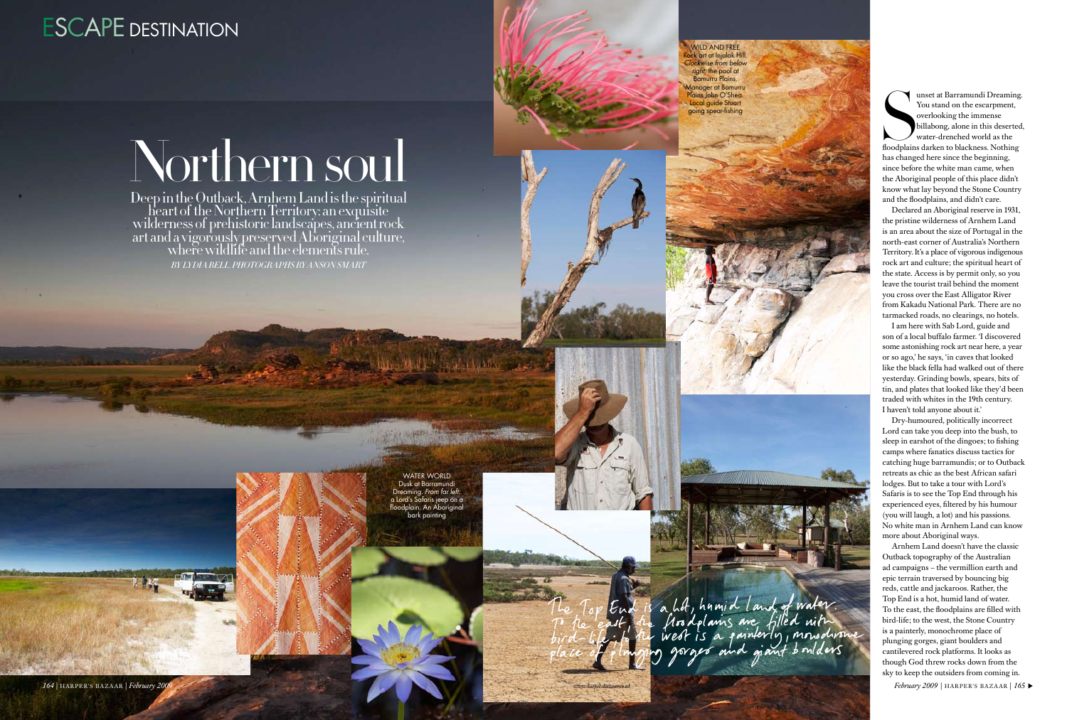ESCAPE DESTINATION

# Northern soul

Deep in the Outback, Arnhem Land is the spiritual heart of the Northern Territory: an exquisite wilderness of prehistoric landscapes, ancient rock art and a vigorously preserved Aboriginal culture, where wildlife and the elements rule.

*BY LYDIA BELL. PHOTOGRAPHS BY ANSON SMART*

WILD AND FREE Rock art at Injalak Hill. *Clockwise from below right:* the pool at Bamurru Plains. Manager at Bamurru Plains John O'Shea. Local guide Stuart going spear-fishing

WATER WORLD Dusk at Barramundi Dreaming. *From far left:* a Lord's Safaris jeep on a floodplain. An Aboriginal bark painting

The Top End is a hot, humid land of water. To the east, the floodplains are filled with bird-life; to the west is a painterly, monochrome place of plunging gorges and giant boulders

Sunset at Barramundi Dreaming. You stand on the escarpment, overlooking the immense billabong, alone in this deserted, water-drenched world as the floodplains darken to blackness. Nothing has changed here since the beginning, since before the white man came, when the Aboriginal people of this place didn't know what lay beyond the Stone Country and the floodplains, and didn't care.

Declared an Aboriginal reserve in 1931, the pristine wilderness of Arnhem Land is an area about the size of Portugal in the north-east corner of Australia's Northern Territory. It's a place of vigorous indigenous rock art and culture; the spiritual heart of the state. Access is by permit only, so you leave the tourist trail behind the moment you cross over the East Alligator River from Kakadu National Park. There are no tarmacked roads, no clearings, no hotels.

I am here with Sab Lord, guide and son of a local buffalo farmer. 'I discovered some astonishing rock art near here, a year or so ago,' he says, 'in caves that looked like the black fella had walked out of there yesterday. Grinding bowls, spears, bits of tin, and plates that looked like they'd been traded with whites in the 19th century. I haven't told anyone about it.'

Dry-humoured, politically incorrect Lord can take you deep into the bush, to sleep in earshot of the dingoes; to fishing camps where fanatics discuss tactics for catching huge barramundis; or to Outback retreats as chic as the best African safari lodges. But to take a tour with Lord's Safaris is to see the Top End through his experienced eyes, filtered by his humour (you will laugh, a lot) and his passions. No white man in Arnhem Land can know more about Aboriginal ways.

Arnhem Land doesn't have the classic Outback topography of the Australian ad campaigns – the vermillion earth and epic terrain traversed by bouncing big reds, cattle and jackaroos. Rather, the Top End is a hot, humid land of water. To the east, the floodplains are filled with bird-life; to the west, the Stone Country is a painterly, monochrome place of plunging gorges, giant boulders and cantilevered rock platforms. It looks as though God threw rocks down from the sky to keep the outsiders from coming in.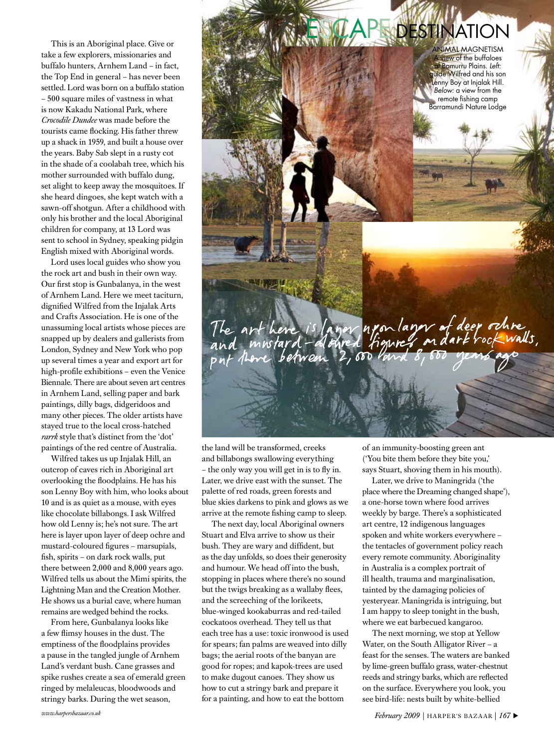This is an Aboriginal place. Give or take a few explorers, missionaries and buffalo hunters, Arnhem Land – in fact, the Top End in general – has never been settled. Lord was born on a buffalo station – 500 square miles of vastness in what is now Kakadu National Park, where *Crocodile Dundee* was made before the tourists came flocking. His father threw up a shack in 1959, and built a house over the years. Baby Sab slept in a rusty cot in the shade of a coolabah tree, which his mother surrounded with buffalo dung, set alight to keep away the mosquitoes. If she heard dingoes, she kept watch with a sawn-off shotgun. After a childhood with only his brother and the local Aboriginal children for company, at 13 Lord was sent to school in Sydney, speaking pidgin English mixed with Aboriginal words.

Lord uses local guides who show you the rock art and bush in their own way. Our first stop is Gunbalanya, in the west of Arnhem Land. Here we meet taciturn, dignified Wilfred from the Injalak Arts and Crafts Association. He is one of the unassuming local artists whose pieces are snapped up by dealers and gallerists from London, Sydney and New York who pop up several times a year and export art for high-profile exhibitions – even the Venice Biennale. There are about seven art centres in Arnhem Land, selling paper and bark paintings, dilly bags, didgeridoos and many other pieces. The older artists have stayed true to the local cross-hatched *rarrk* style that's distinct from the 'dot' paintings of the red centre of Australia.

Wilfred takes us up Injalak Hill, an outcrop of caves rich in Aboriginal art overlooking the floodplains. He has his son Lenny Boy with him, who looks about 10 and is as quiet as a mouse, with eyes like chocolate billabongs. I ask Wilfred how old Lenny is; he's not sure. The art here is layer upon layer of deep ochre and mustard-coloured figures – marsupials, fish, spirits – on dark rock walls, put there between 2,000 and 8,000 years ago. Wilfred tells us about the Mimi spirits, the Lightning Man and the Creation Mother. He shows us a burial cave, where human remains are wedged behind the rocks.

From here, Gunbalanya looks like a few flimsy houses in the dust. The emptiness of the floodplains provides a pause in the tangled jungle of Arnhem Land's verdant bush. Cane grasses and spike rushes create a sea of emerald green ringed by melaleucas, bloodwoods and stringy barks. During the wet season, the land will be transformed, creeks and billabongs swallowing everything – the only way you will get in is to fly in. Later, we drive east with the sunset. The palette of red roads, green forests and blue skies darkens to pink and glows as we arrive at the remote fishing camp to sleep.

The next day, local Aboriginal owners Stuart and Elva arrive to show us their bush. They are wary and diffident, but as the day unfolds, so does their generosity and humour. We head off into the bush, stopping in places where there's no sound but the twigs breaking as a wallaby flees, and the screeching of the lorikeets, blue-winged kookaburras and red-tailed cockatoos overhead. They tell us that each tree has a use: toxic ironwood is used for spears; fan palms are weaved into dilly bags; the aerial roots of the banyan are good for ropes; and kapok-trees are used to make dugout canoes. They show us how to cut a stringy bark and prepare it for a painting, and how to eat the bottom of an immunity-boosting green ant ('You bite them before they bite you,' says Stuart, shoving them in his mouth).

Later, we drive to Maningrida ('the place where the Dreaming changed shape'), a one-horse town where food arrives weekly by barge. There's a sophisticated art centre, 12 indigenous languages spoken and white workers everywhere – the tentacles of government policy reach every remote community. Aboriginality in Australia is a complex portrait of ill health, trauma and marginalisation, tainted by the damaging policies of yesteryear. Maningrida is intriguing, but I am happy to sleep tonight in the bush, where we eat barbecued kangaroo.

The next morning, we stop at Yellow Water, on the South Alligator River – a feast for the senses. The waters are banked by lime-green buffalo grass, water-chestnut reeds and stringy barks, which are reflected on the surface. Everywhere you look, you see bird-life: nests built by white-bellied

ANIMAL MAGNETISM A view of the buffaloes at Bamurru Plains. *Left:* guide Wilfred and his son Lenny Boy at Injalak Hill. *Below:* a view from the remote fishing camp Barramundi Nature Lodge

*The art here is layer upon layer of deep ochre and mustard-coloured figures on dark rock walls, put there between 2,000 and 8,000 years ago*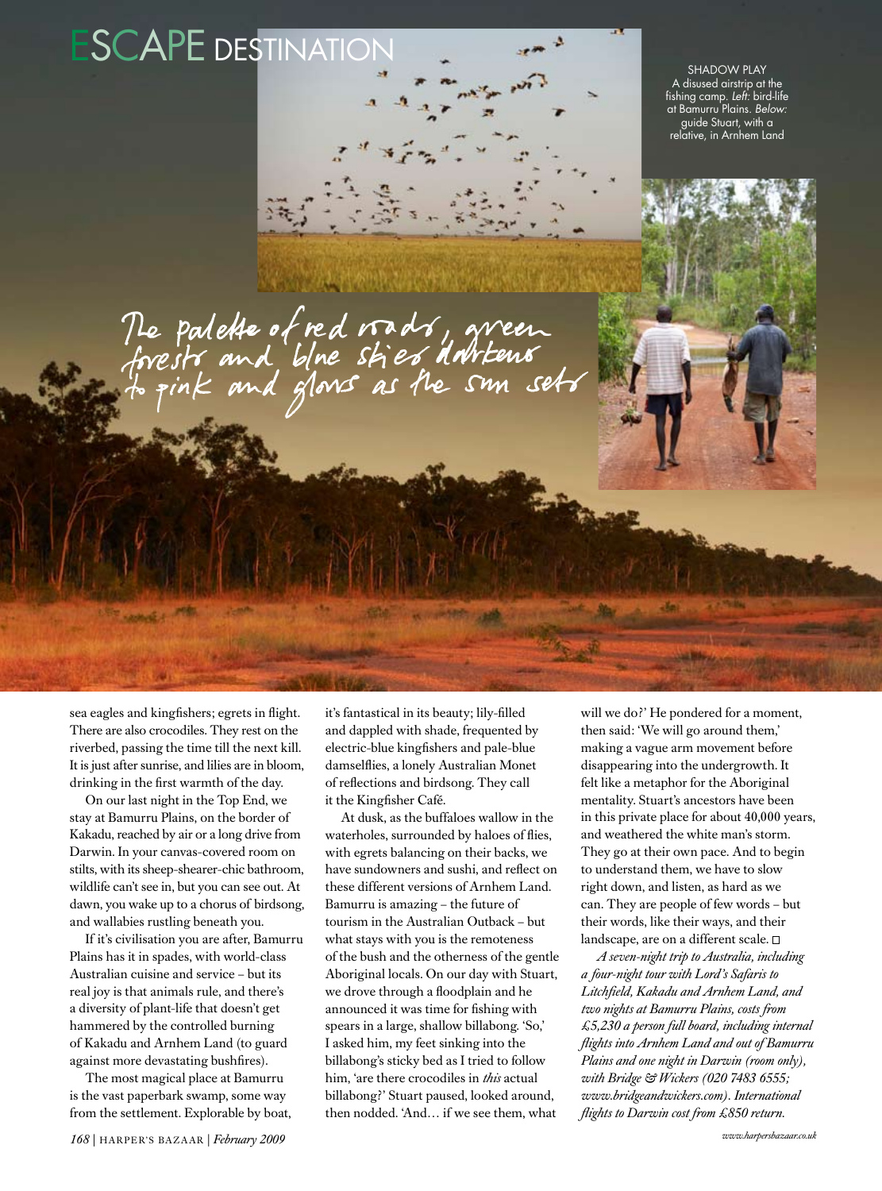SHADOW PLAY
A disused airstrip at the fishing camp. *Left:* bird-life at Bamurru Plains. *Below:* guide Stuart, with a relative, in Arnhem Land

*The palette of red roads, green forests and blue skies darkens to pink and glows as the sun sets*

sea eagles and kingfishers; egrets in flight. There are also crocodiles. They rest on the riverbed, passing the time till the next kill. It is just after sunrise, and lilies are in bloom, drinking in the first warmth of the day.

On our last night in the Top End, we stay at Bamurru Plains, on the border of Kakadu, reached by air or a long drive from Darwin. In your canvas-covered room on stilts, with its sheep-shearer-chic bathroom, wildlife can't see in, but you can see out. At dawn, you wake up to a chorus of birdsong, and wallabies rustling beneath you.

If it's civilisation you are after, Bamurru Plains has it in spades, with world-class Australian cuisine and service – but its real joy is that animals rule, and there's a diversity of plant-life that doesn't get hammered by the controlled burning of Kakadu and Arnhem Land (to guard against more devastating bushfires).

The most magical place at Bamurru is the vast paperbark swamp, some way from the settlement. Explorable by boat, it's fantastical in its beauty; lily-filled and dappled with shade, frequented by electric-blue kingfishers and pale-blue damselflies, a lonely Australian Monet of reflections and birdsong. They call it the Kingfisher Café.

At dusk, as the buffaloes wallow in the waterholes, surrounded by haloes of flies, with egrets balancing on their backs, we have sundowners and sushi, and reflect on these different versions of Arnhem Land. Bamurru is amazing – the future of tourism in the Australian Outback – but what stays with you is the remoteness of the bush and the otherness of the gentle Aboriginal locals. On our day with Stuart, we drove through a floodplain and he announced it was time for fishing with spears in a large, shallow billabong. 'So,' I asked him, my feet sinking into the billabong's sticky bed as I tried to follow him, 'are there crocodiles in *this* actual billabong?' Stuart paused, looked around, then nodded. 'And… if we see them, what will we do?' He pondered for a moment, then said: 'We will go around them,' making a vague arm movement before disappearing into the undergrowth. It felt like a metaphor for the Aboriginal mentality. Stuart's ancestors have been in this private place for about 40,000 years, and weathered the white man's storm. They go at their own pace. And to begin to understand them, we have to slow right down, and listen, as hard as we can. They are people of few words – but their words, like their ways, and their landscape, are on a different scale. □

*A seven-night trip to Australia, including a four-night tour with Lord's Safaris to Litchfield, Kakadu and Arnhem Land, and two nights at Bamurru Plains, costs from £5,230 a person full board, including internal flights into Arnhem Land and out of Bamurru Plains and one night in Darwin (room only), with Bridge & Wickers (020 7483 6555; www.bridgeandwickers.com). International flights to Darwin cost from £850 return.*